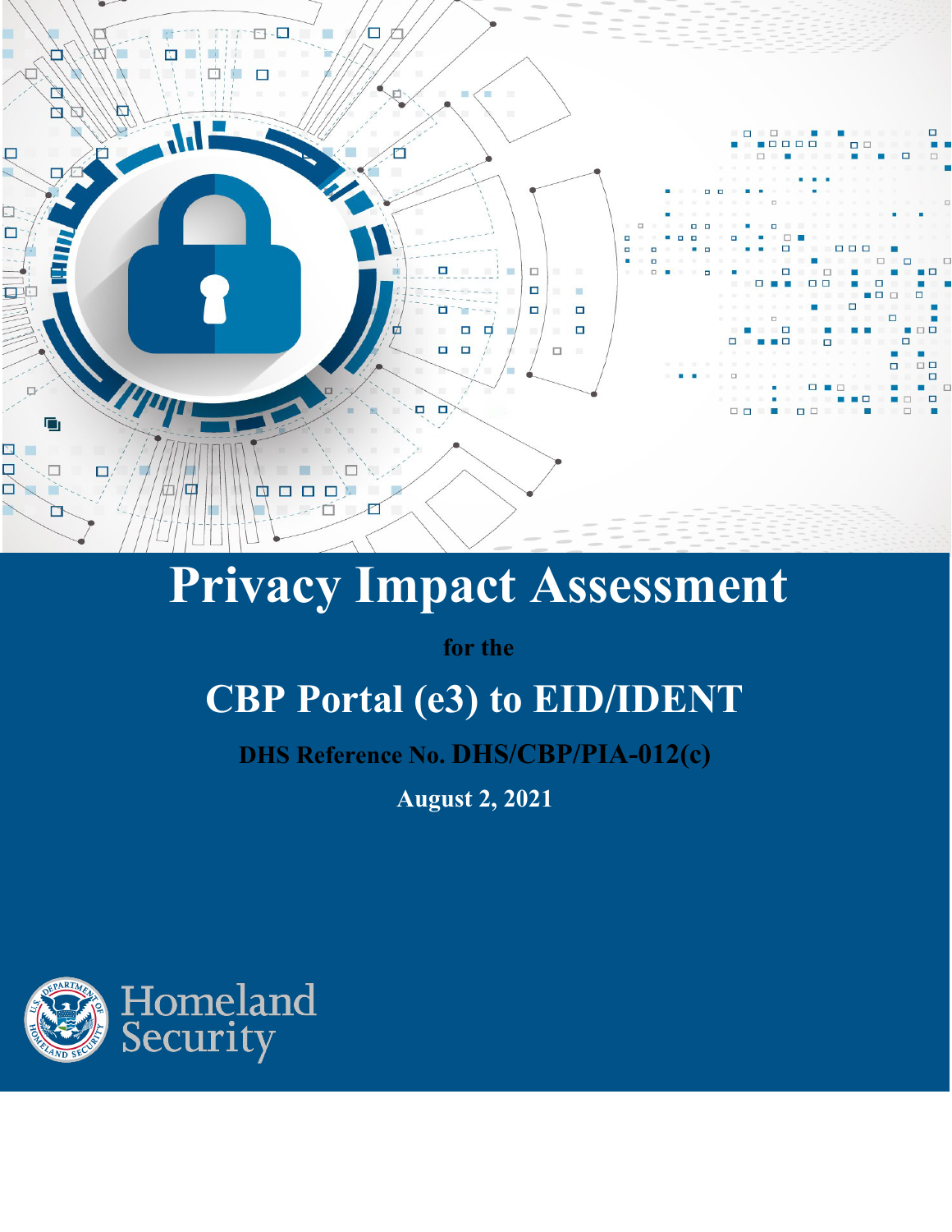# Privacy Impact Assessment

for the

## CBP Portal (e3) to EID/IDENT

DHS Reference No. DHS/CBP/PIA-012(c)

August 2, 2021

Homeland Security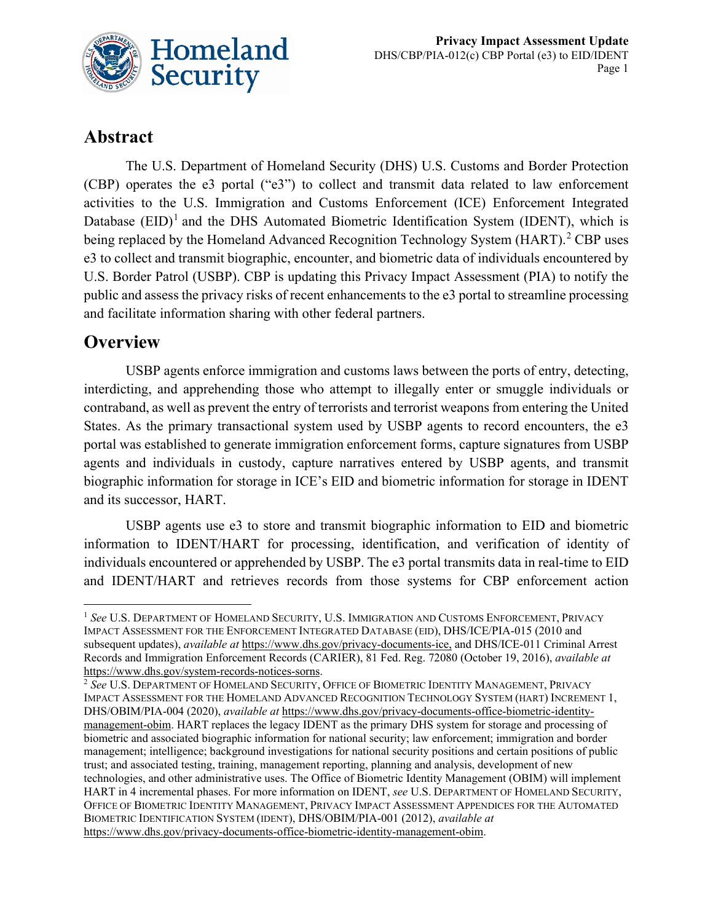## Abstract

The U.S. Department of Homeland Security (DHS) U.S. Customs and Border Protection (CBP) operates the e3 portal ("e3") to collect and transmit data related to law enforcement activities to the U.S. Immigration and Customs Enforcement (ICE) Enforcement Integrated Database (EID)[1] and the DHS Automated Biometric Identification System (IDENT), which is being replaced by the Homeland Advanced Recognition Technology System (HART).[2] CBP uses e3 to collect and transmit biographic, encounter, and biometric data of individuals encountered by U.S. Border Patrol (USBP). CBP is updating this Privacy Impact Assessment (PIA) to notify the public and assess the privacy risks of recent enhancements to the e3 portal to streamline processing and facilitate information sharing with other federal partners.

## Overview

USBP agents enforce immigration and customs laws between the ports of entry, detecting, interdicting, and apprehending those who attempt to illegally enter or smuggle individuals or contraband, as well as prevent the entry of terrorists and terrorist weapons from entering the United States. As the primary transactional system used by USBP agents to record encounters, the e3 portal was established to generate immigration enforcement forms, capture signatures from USBP agents and individuals in custody, capture narratives entered by USBP agents, and transmit biographic information for storage in ICE's EID and biometric information for storage in IDENT and its successor, HART.

USBP agents use e3 to store and transmit biographic information to EID and biometric information to IDENT/HART for processing, identification, and verification of identity of individuals encountered or apprehended by USBP. The e3 portal transmits data in real-time to EID and IDENT/HART and retrieves records from those systems for CBP enforcement action

---

[1] *See* U.S. Department of Homeland Security, U.S. Immigration and Customs Enforcement, Privacy Impact Assessment for the Enforcement Integrated Database (EID), DHS/ICE/PIA-015 (2010 and subsequent updates), *available at* https://www.dhs.gov/privacy-documents-ice, and DHS/ICE-011 Criminal Arrest Records and Immigration Enforcement Records (CARIER), 81 Fed. Reg. 72080 (October 19, 2016), *available at* https://www.dhs.gov/system-records-notices-sorns.

[2] *See* U.S. Department of Homeland Security, Office of Biometric Identity Management, Privacy Impact Assessment for the Homeland Advanced Recognition Technology System (HART) Increment 1, DHS/OBIM/PIA-004 (2020), *available at* https://www.dhs.gov/privacy-documents-office-biometric-identity-management-obim. HART replaces the legacy IDENT as the primary DHS system for storage and processing of biometric and associated biographic information for national security; law enforcement; immigration and border management; intelligence; background investigations for national security positions and certain positions of public trust; and associated testing, training, management reporting, planning and analysis, development of new technologies, and other administrative uses. The Office of Biometric Identity Management (OBIM) will implement HART in 4 incremental phases. For more information on IDENT, *see* U.S. Department of Homeland Security, Office of Biometric Identity Management, Privacy Impact Assessment Appendices for the Automated Biometric Identification System (IDENT), DHS/OBIM/PIA-001 (2012), *available at* https://www.dhs.gov/privacy-documents-office-biometric-identity-management-obim.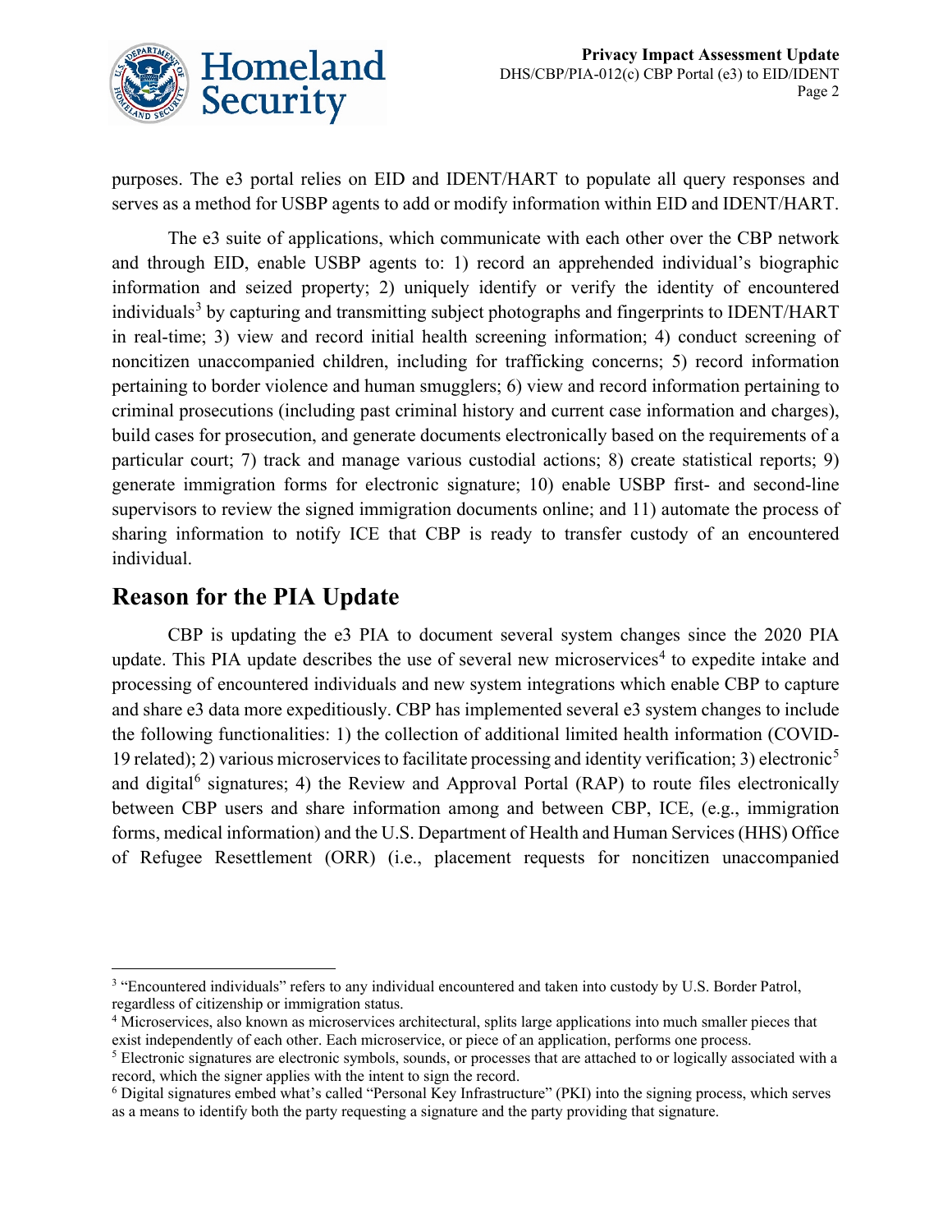purposes. The e3 portal relies on EID and IDENT/HART to populate all query responses and serves as a method for USBP agents to add or modify information within EID and IDENT/HART.

The e3 suite of applications, which communicate with each other over the CBP network and through EID, enable USBP agents to: 1) record an apprehended individual's biographic information and seized property; 2) uniquely identify or verify the identity of encountered individuals[3] by capturing and transmitting subject photographs and fingerprints to IDENT/HART in real-time; 3) view and record initial health screening information; 4) conduct screening of noncitizen unaccompanied children, including for trafficking concerns; 5) record information pertaining to border violence and human smugglers; 6) view and record information pertaining to criminal prosecutions (including past criminal history and current case information and charges), build cases for prosecution, and generate documents electronically based on the requirements of a particular court; 7) track and manage various custodial actions; 8) create statistical reports; 9) generate immigration forms for electronic signature; 10) enable USBP first- and second-line supervisors to review the signed immigration documents online; and 11) automate the process of sharing information to notify ICE that CBP is ready to transfer custody of an encountered individual.

## Reason for the PIA Update

CBP is updating the e3 PIA to document several system changes since the 2020 PIA update. This PIA update describes the use of several new microservices[4] to expedite intake and processing of encountered individuals and new system integrations which enable CBP to capture and share e3 data more expeditiously. CBP has implemented several e3 system changes to include the following functionalities: 1) the collection of additional limited health information (COVID-19 related); 2) various microservices to facilitate processing and identity verification; 3) electronic[5] and digital[6] signatures; 4) the Review and Approval Portal (RAP) to route files electronically between CBP users and share information among and between CBP, ICE, (e.g., immigration forms, medical information) and the U.S. Department of Health and Human Services (HHS) Office of Refugee Resettlement (ORR) (i.e., placement requests for noncitizen unaccompanied

---

[3] "Encountered individuals" refers to any individual encountered and taken into custody by U.S. Border Patrol, regardless of citizenship or immigration status.

[4] Microservices, also known as microservices architectural, splits large applications into much smaller pieces that exist independently of each other. Each microservice, or piece of an application, performs one process.

[5] Electronic signatures are electronic symbols, sounds, or processes that are attached to or logically associated with a record, which the signer applies with the intent to sign the record.

[6] Digital signatures embed what's called "Personal Key Infrastructure" (PKI) into the signing process, which serves as a means to identify both the party requesting a signature and the party providing that signature.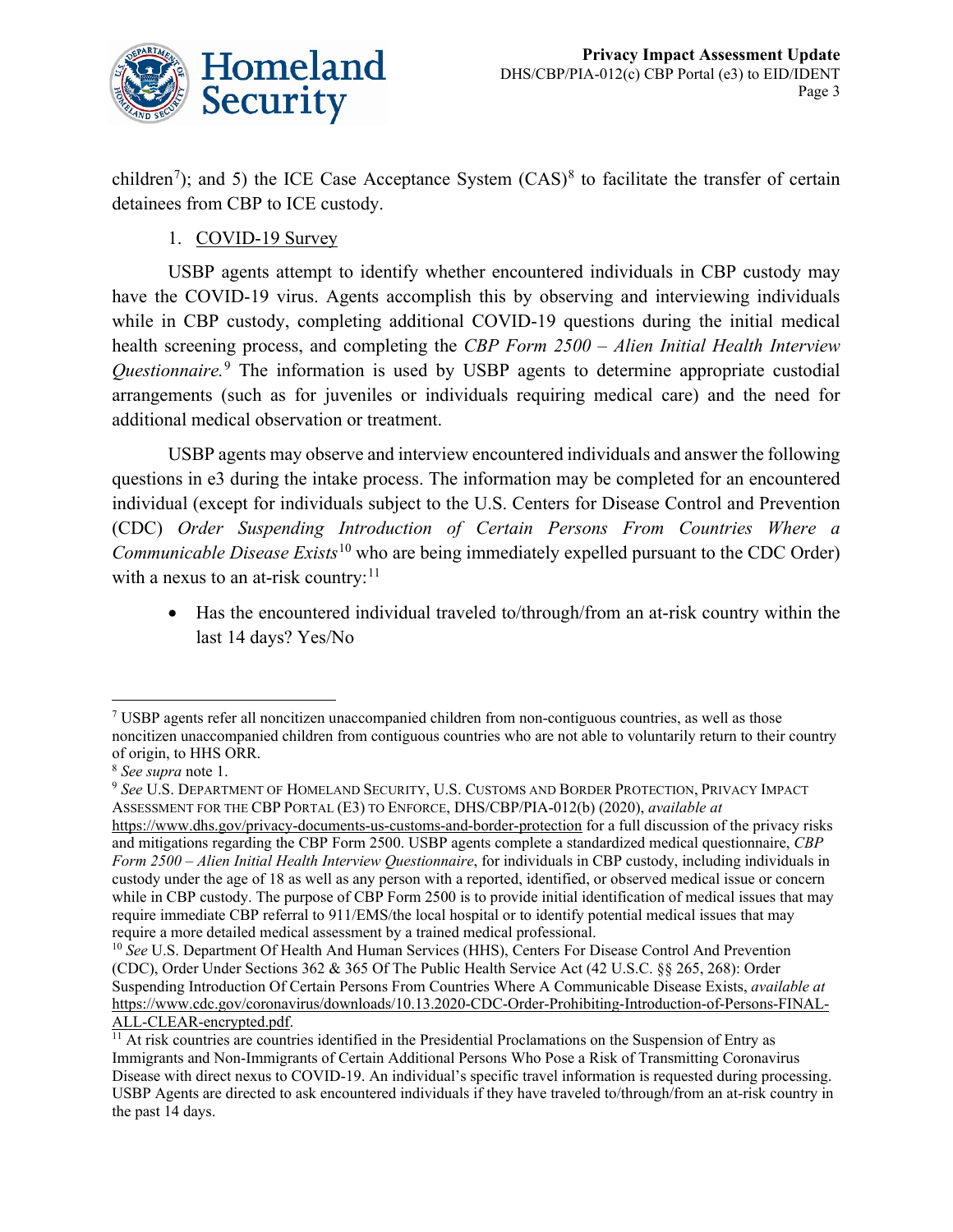children[7]); and 5) the ICE Case Acceptance System (CAS)[8] to facilitate the transfer of certain detainees from CBP to ICE custody.

1. COVID-19 Survey

USBP agents attempt to identify whether encountered individuals in CBP custody may have the COVID-19 virus. Agents accomplish this by observing and interviewing individuals while in CBP custody, completing additional COVID-19 questions during the initial medical health screening process, and completing the *CBP Form 2500 – Alien Initial Health Interview Questionnaire.*[9] The information is used by USBP agents to determine appropriate custodial arrangements (such as for juveniles or individuals requiring medical care) and the need for additional medical observation or treatment.

USBP agents may observe and interview encountered individuals and answer the following questions in e3 during the intake process. The information may be completed for an encountered individual (except for individuals subject to the U.S. Centers for Disease Control and Prevention (CDC) *Order Suspending Introduction of Certain Persons From Countries Where a Communicable Disease Exists*[10] who are being immediately expelled pursuant to the CDC Order) with a nexus to an at-risk country:[11]

- Has the encountered individual traveled to/through/from an at-risk country within the last 14 days? Yes/No

---

[7] USBP agents refer all noncitizen unaccompanied children from non-contiguous countries, as well as those noncitizen unaccompanied children from contiguous countries who are not able to voluntarily return to their country of origin, to HHS ORR.

[8] *See supra* note 1.

[9] *See* U.S. Department of Homeland Security, U.S. Customs and Border Protection, Privacy Impact Assessment for the CBP Portal (E3) to Enforce, DHS/CBP/PIA-012(b) (2020), *available at* https://www.dhs.gov/privacy-documents-us-customs-and-border-protection for a full discussion of the privacy risks and mitigations regarding the CBP Form 2500. USBP agents complete a standardized medical questionnaire, *CBP Form 2500 – Alien Initial Health Interview Questionnaire*, for individuals in CBP custody, including individuals in custody under the age of 18 as well as any person with a reported, identified, or observed medical issue or concern while in CBP custody. The purpose of CBP Form 2500 is to provide initial identification of medical issues that may require immediate CBP referral to 911/EMS/the local hospital or to identify potential medical issues that may require a more detailed medical assessment by a trained medical professional.

[10] *See* U.S. Department Of Health And Human Services (HHS), Centers For Disease Control And Prevention (CDC), Order Under Sections 362 & 365 Of The Public Health Service Act (42 U.S.C. §§ 265, 268): Order Suspending Introduction Of Certain Persons From Countries Where A Communicable Disease Exists, *available at* https://www.cdc.gov/coronavirus/downloads/10.13.2020-CDC-Order-Prohibiting-Introduction-of-Persons-FINAL-ALL-CLEAR-encrypted.pdf.

[11] At risk countries are countries identified in the Presidential Proclamations on the Suspension of Entry as Immigrants and Non-Immigrants of Certain Additional Persons Who Pose a Risk of Transmitting Coronavirus Disease with direct nexus to COVID-19. An individual's specific travel information is requested during processing. USBP Agents are directed to ask encountered individuals if they have traveled to/through/from an at-risk country in the past 14 days.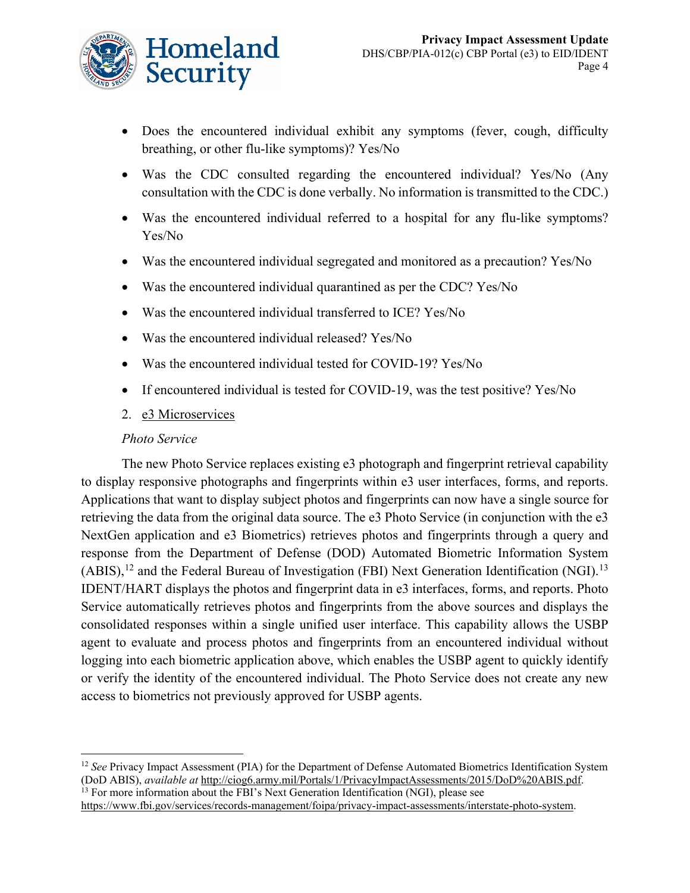- Does the encountered individual exhibit any symptoms (fever, cough, difficulty breathing, or other flu-like symptoms)? Yes/No
- Was the CDC consulted regarding the encountered individual? Yes/No (Any consultation with the CDC is done verbally. No information is transmitted to the CDC.)
- Was the encountered individual referred to a hospital for any flu-like symptoms? Yes/No
- Was the encountered individual segregated and monitored as a precaution? Yes/No
- Was the encountered individual quarantined as per the CDC? Yes/No
- Was the encountered individual transferred to ICE? Yes/No
- Was the encountered individual released? Yes/No
- Was the encountered individual tested for COVID-19? Yes/No
- If encountered individual is tested for COVID-19, was the test positive? Yes/No

2. e3 Microservices

*Photo Service*

The new Photo Service replaces existing e3 photograph and fingerprint retrieval capability to display responsive photographs and fingerprints within e3 user interfaces, forms, and reports. Applications that want to display subject photos and fingerprints can now have a single source for retrieving the data from the original data source. The e3 Photo Service (in conjunction with the e3 NextGen application and e3 Biometrics) retrieves photos and fingerprints through a query and response from the Department of Defense (DOD) Automated Biometric Information System (ABIS),[12] and the Federal Bureau of Investigation (FBI) Next Generation Identification (NGI).[13] IDENT/HART displays the photos and fingerprint data in e3 interfaces, forms, and reports. Photo Service automatically retrieves photos and fingerprints from the above sources and displays the consolidated responses within a single unified user interface. This capability allows the USBP agent to evaluate and process photos and fingerprints from an encountered individual without logging into each biometric application above, which enables the USBP agent to quickly identify or verify the identity of the encountered individual. The Photo Service does not create any new access to biometrics not previously approved for USBP agents.

---

[12] *See* Privacy Impact Assessment (PIA) for the Department of Defense Automated Biometrics Identification System (DoD ABIS), *available at* http://ciog6.army.mil/Portals/1/PrivacyImpactAssessments/2015/DoD%20ABIS.pdf.

[13] For more information about the FBI's Next Generation Identification (NGI), please see https://www.fbi.gov/services/records-management/foipa/privacy-impact-assessments/interstate-photo-system.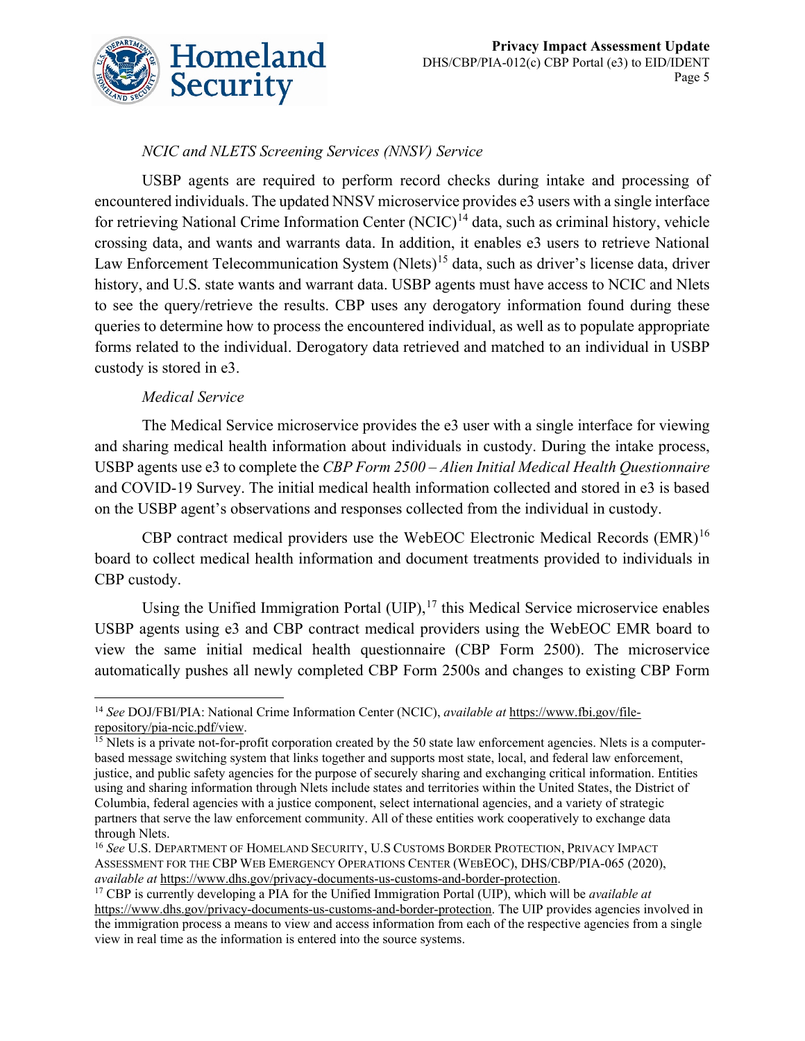*NCIC and NLETS Screening Services (NNSV) Service*

USBP agents are required to perform record checks during intake and processing of encountered individuals. The updated NNSV microservice provides e3 users with a single interface for retrieving National Crime Information Center (NCIC)[14] data, such as criminal history, vehicle crossing data, and wants and warrants data. In addition, it enables e3 users to retrieve National Law Enforcement Telecommunication System (Nlets)[15] data, such as driver's license data, driver history, and U.S. state wants and warrant data. USBP agents must have access to NCIC and Nlets to see the query/retrieve the results. CBP uses any derogatory information found during these queries to determine how to process the encountered individual, as well as to populate appropriate forms related to the individual. Derogatory data retrieved and matched to an individual in USBP custody is stored in e3.

*Medical Service*

The Medical Service microservice provides the e3 user with a single interface for viewing and sharing medical health information about individuals in custody. During the intake process, USBP agents use e3 to complete the *CBP Form 2500 – Alien Initial Medical Health Questionnaire* and COVID-19 Survey. The initial medical health information collected and stored in e3 is based on the USBP agent's observations and responses collected from the individual in custody.

CBP contract medical providers use the WebEOC Electronic Medical Records (EMR)[16] board to collect medical health information and document treatments provided to individuals in CBP custody.

Using the Unified Immigration Portal (UIP),[17] this Medical Service microservice enables USBP agents using e3 and CBP contract medical providers using the WebEOC EMR board to view the same initial medical health questionnaire (CBP Form 2500). The microservice automatically pushes all newly completed CBP Form 2500s and changes to existing CBP Form

---

[14] *See* DOJ/FBI/PIA: National Crime Information Center (NCIC), *available at* https://www.fbi.gov/file-repository/pia-ncic.pdf/view.

[15] Nlets is a private not-for-profit corporation created by the 50 state law enforcement agencies. Nlets is a computer-based message switching system that links together and supports most state, local, and federal law enforcement, justice, and public safety agencies for the purpose of securely sharing and exchanging critical information. Entities using and sharing information through Nlets include states and territories within the United States, the District of Columbia, federal agencies with a justice component, select international agencies, and a variety of strategic partners that serve the law enforcement community. All of these entities work cooperatively to exchange data through Nlets.

[16] *See* U.S. DEPARTMENT OF HOMELAND SECURITY, U.S CUSTOMS BORDER PROTECTION, PRIVACY IMPACT ASSESSMENT FOR THE CBP WEB EMERGENCY OPERATIONS CENTER (WEBEOC), DHS/CBP/PIA-065 (2020), *available at* https://www.dhs.gov/privacy-documents-us-customs-and-border-protection.

[17] CBP is currently developing a PIA for the Unified Immigration Portal (UIP), which will be *available at* https://www.dhs.gov/privacy-documents-us-customs-and-border-protection. The UIP provides agencies involved in the immigration process a means to view and access information from each of the respective agencies from a single view in real time as the information is entered into the source systems.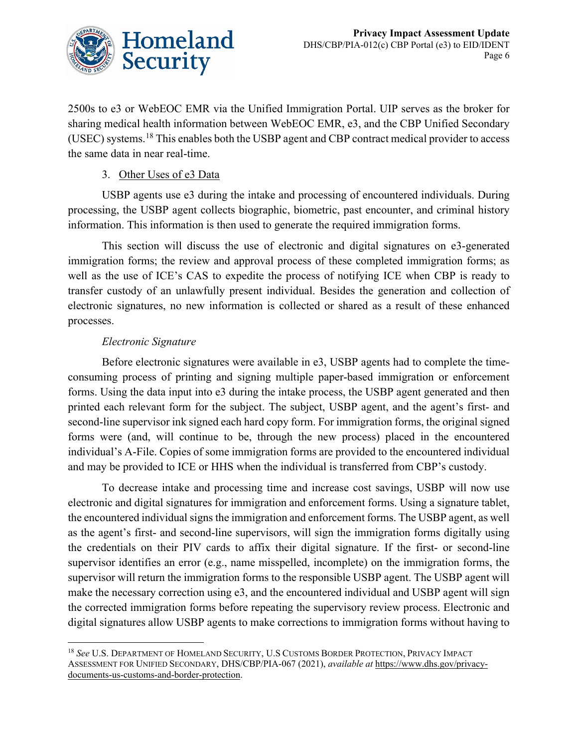2500s to e3 or WebEOC EMR via the Unified Immigration Portal. UIP serves as the broker for sharing medical health information between WebEOC EMR, e3, and the CBP Unified Secondary (USEC) systems.[18] This enables both the USBP agent and CBP contract medical provider to access the same data in near real-time.

3. Other Uses of e3 Data

USBP agents use e3 during the intake and processing of encountered individuals. During processing, the USBP agent collects biographic, biometric, past encounter, and criminal history information. This information is then used to generate the required immigration forms.

This section will discuss the use of electronic and digital signatures on e3-generated immigration forms; the review and approval process of these completed immigration forms; as well as the use of ICE's CAS to expedite the process of notifying ICE when CBP is ready to transfer custody of an unlawfully present individual. Besides the generation and collection of electronic signatures, no new information is collected or shared as a result of these enhanced processes.

*Electronic Signature*

Before electronic signatures were available in e3, USBP agents had to complete the time-consuming process of printing and signing multiple paper-based immigration or enforcement forms. Using the data input into e3 during the intake process, the USBP agent generated and then printed each relevant form for the subject. The subject, USBP agent, and the agent's first- and second-line supervisor ink signed each hard copy form. For immigration forms, the original signed forms were (and, will continue to be, through the new process) placed in the encountered individual's A-File. Copies of some immigration forms are provided to the encountered individual and may be provided to ICE or HHS when the individual is transferred from CBP's custody.

To decrease intake and processing time and increase cost savings, USBP will now use electronic and digital signatures for immigration and enforcement forms. Using a signature tablet, the encountered individual signs the immigration and enforcement forms. The USBP agent, as well as the agent's first- and second-line supervisors, will sign the immigration forms digitally using the credentials on their PIV cards to affix their digital signature. If the first- or second-line supervisor identifies an error (e.g., name misspelled, incomplete) on the immigration forms, the supervisor will return the immigration forms to the responsible USBP agent. The USBP agent will make the necessary correction using e3, and the encountered individual and USBP agent will sign the corrected immigration forms before repeating the supervisory review process. Electronic and digital signatures allow USBP agents to make corrections to immigration forms without having to

---

[18] *See* U.S. DEPARTMENT OF HOMELAND SECURITY, U.S CUSTOMS BORDER PROTECTION, PRIVACY IMPACT ASSESSMENT FOR UNIFIED SECONDARY, DHS/CBP/PIA-067 (2021), *available at* https://www.dhs.gov/privacy-documents-us-customs-and-border-protection.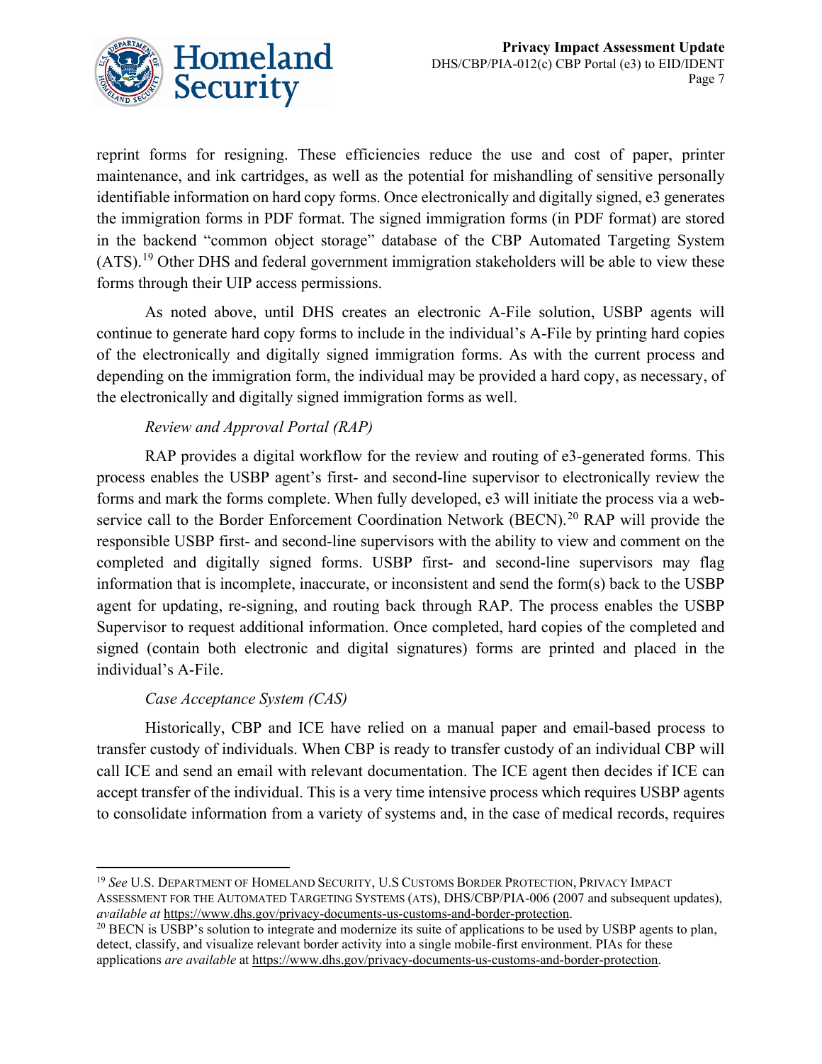reprint forms for resigning. These efficiencies reduce the use and cost of paper, printer maintenance, and ink cartridges, as well as the potential for mishandling of sensitive personally identifiable information on hard copy forms. Once electronically and digitally signed, e3 generates the immigration forms in PDF format. The signed immigration forms (in PDF format) are stored in the backend "common object storage" database of the CBP Automated Targeting System (ATS).[19] Other DHS and federal government immigration stakeholders will be able to view these forms through their UIP access permissions.

As noted above, until DHS creates an electronic A-File solution, USBP agents will continue to generate hard copy forms to include in the individual's A-File by printing hard copies of the electronically and digitally signed immigration forms. As with the current process and depending on the immigration form, the individual may be provided a hard copy, as necessary, of the electronically and digitally signed immigration forms as well.

*Review and Approval Portal (RAP)*

RAP provides a digital workflow for the review and routing of e3-generated forms. This process enables the USBP agent's first- and second-line supervisor to electronically review the forms and mark the forms complete. When fully developed, e3 will initiate the process via a web-service call to the Border Enforcement Coordination Network (BECN).[20] RAP will provide the responsible USBP first- and second-line supervisors with the ability to view and comment on the completed and digitally signed forms. USBP first- and second-line supervisors may flag information that is incomplete, inaccurate, or inconsistent and send the form(s) back to the USBP agent for updating, re-signing, and routing back through RAP. The process enables the USBP Supervisor to request additional information. Once completed, hard copies of the completed and signed (contain both electronic and digital signatures) forms are printed and placed in the individual's A-File.

*Case Acceptance System (CAS)*

Historically, CBP and ICE have relied on a manual paper and email-based process to transfer custody of individuals. When CBP is ready to transfer custody of an individual CBP will call ICE and send an email with relevant documentation. The ICE agent then decides if ICE can accept transfer of the individual. This is a very time intensive process which requires USBP agents to consolidate information from a variety of systems and, in the case of medical records, requires

---

[19] *See* U.S. Department of Homeland Security, U.S Customs Border Protection, Privacy Impact Assessment for the Automated Targeting Systems (ATS), DHS/CBP/PIA-006 (2007 and subsequent updates), *available at* https://www.dhs.gov/privacy-documents-us-customs-and-border-protection.

[20] BECN is USBP's solution to integrate and modernize its suite of applications to be used by USBP agents to plan, detect, classify, and visualize relevant border activity into a single mobile-first environment. PIAs for these applications *are available* at https://www.dhs.gov/privacy-documents-us-customs-and-border-protection.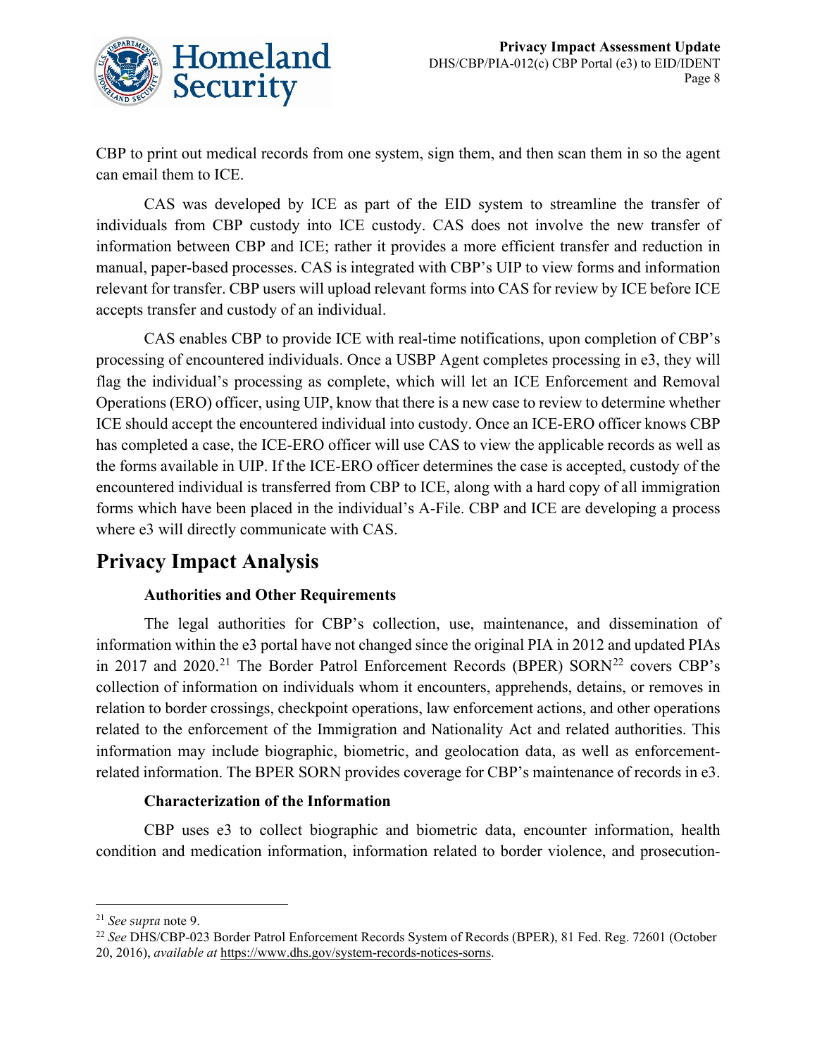CBP to print out medical records from one system, sign them, and then scan them in so the agent can email them to ICE.

CAS was developed by ICE as part of the EID system to streamline the transfer of individuals from CBP custody into ICE custody. CAS does not involve the new transfer of information between CBP and ICE; rather it provides a more efficient transfer and reduction in manual, paper-based processes. CAS is integrated with CBP's UIP to view forms and information relevant for transfer. CBP users will upload relevant forms into CAS for review by ICE before ICE accepts transfer and custody of an individual.

CAS enables CBP to provide ICE with real-time notifications, upon completion of CBP's processing of encountered individuals. Once a USBP Agent completes processing in e3, they will flag the individual's processing as complete, which will let an ICE Enforcement and Removal Operations (ERO) officer, using UIP, know that there is a new case to review to determine whether ICE should accept the encountered individual into custody. Once an ICE-ERO officer knows CBP has completed a case, the ICE-ERO officer will use CAS to view the applicable records as well as the forms available in UIP. If the ICE-ERO officer determines the case is accepted, custody of the encountered individual is transferred from CBP to ICE, along with a hard copy of all immigration forms which have been placed in the individual's A-File. CBP and ICE are developing a process where e3 will directly communicate with CAS.

## Privacy Impact Analysis

### Authorities and Other Requirements

The legal authorities for CBP's collection, use, maintenance, and dissemination of information within the e3 portal have not changed since the original PIA in 2012 and updated PIAs in 2017 and 2020.[21] The Border Patrol Enforcement Records (BPER) SORN[22] covers CBP's collection of information on individuals whom it encounters, apprehends, detains, or removes in relation to border crossings, checkpoint operations, law enforcement actions, and other operations related to the enforcement of the Immigration and Nationality Act and related authorities. This information may include biographic, biometric, and geolocation data, as well as enforcement-related information. The BPER SORN provides coverage for CBP's maintenance of records in e3.

### Characterization of the Information

CBP uses e3 to collect biographic and biometric data, encounter information, health condition and medication information, information related to border violence, and prosecution-

---

[21] *See supra* note 9.

[22] *See* DHS/CBP-023 Border Patrol Enforcement Records System of Records (BPER), 81 Fed. Reg. 72601 (October 20, 2016), *available at* https://www.dhs.gov/system-records-notices-sorns.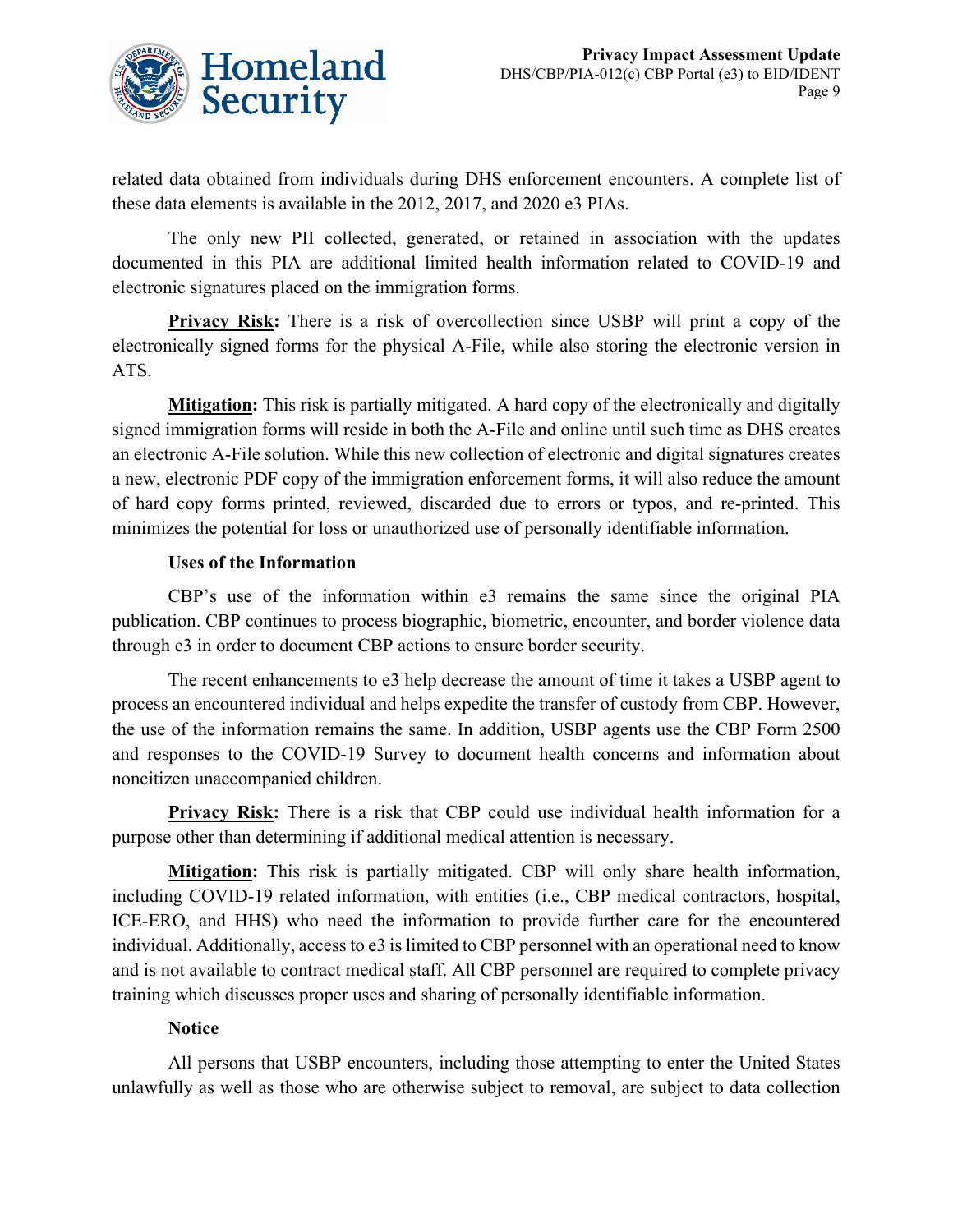related data obtained from individuals during DHS enforcement encounters. A complete list of these data elements is available in the 2012, 2017, and 2020 e3 PIAs.

The only new PII collected, generated, or retained in association with the updates documented in this PIA are additional limited health information related to COVID-19 and electronic signatures placed on the immigration forms.

**Privacy Risk:** There is a risk of overcollection since USBP will print a copy of the electronically signed forms for the physical A-File, while also storing the electronic version in ATS.

**Mitigation:** This risk is partially mitigated. A hard copy of the electronically and digitally signed immigration forms will reside in both the A-File and online until such time as DHS creates an electronic A-File solution. While this new collection of electronic and digital signatures creates a new, electronic PDF copy of the immigration enforcement forms, it will also reduce the amount of hard copy forms printed, reviewed, discarded due to errors or typos, and re-printed. This minimizes the potential for loss or unauthorized use of personally identifiable information.

**Uses of the Information**

CBP's use of the information within e3 remains the same since the original PIA publication. CBP continues to process biographic, biometric, encounter, and border violence data through e3 in order to document CBP actions to ensure border security.

The recent enhancements to e3 help decrease the amount of time it takes a USBP agent to process an encountered individual and helps expedite the transfer of custody from CBP. However, the use of the information remains the same. In addition, USBP agents use the CBP Form 2500 and responses to the COVID-19 Survey to document health concerns and information about noncitizen unaccompanied children.

**Privacy Risk:** There is a risk that CBP could use individual health information for a purpose other than determining if additional medical attention is necessary.

**Mitigation:** This risk is partially mitigated. CBP will only share health information, including COVID-19 related information, with entities (i.e., CBP medical contractors, hospital, ICE-ERO, and HHS) who need the information to provide further care for the encountered individual. Additionally, access to e3 is limited to CBP personnel with an operational need to know and is not available to contract medical staff. All CBP personnel are required to complete privacy training which discusses proper uses and sharing of personally identifiable information.

**Notice**

All persons that USBP encounters, including those attempting to enter the United States unlawfully as well as those who are otherwise subject to removal, are subject to data collection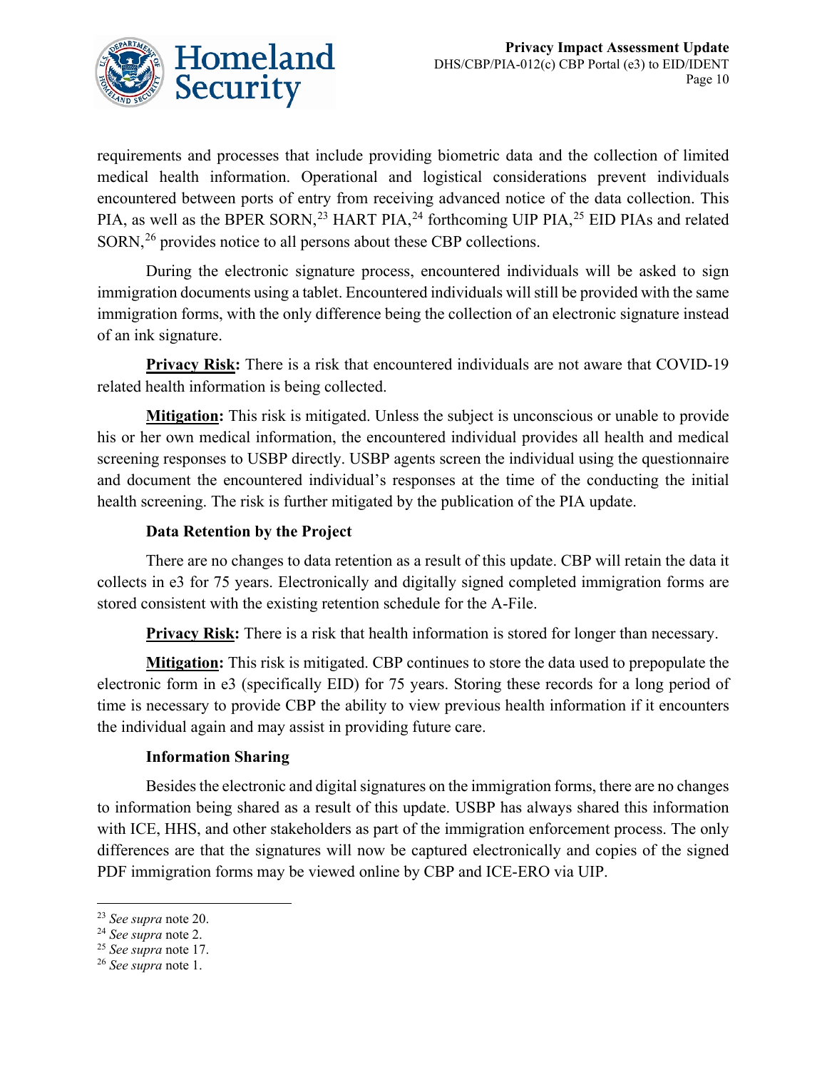requirements and processes that include providing biometric data and the collection of limited medical health information. Operational and logistical considerations prevent individuals encountered between ports of entry from receiving advanced notice of the data collection. This PIA, as well as the BPER SORN,[23] HART PIA,[24] forthcoming UIP PIA,[25] EID PIAs and related SORN,[26] provides notice to all persons about these CBP collections.

During the electronic signature process, encountered individuals will be asked to sign immigration documents using a tablet. Encountered individuals will still be provided with the same immigration forms, with the only difference being the collection of an electronic signature instead of an ink signature.

**Privacy Risk:** There is a risk that encountered individuals are not aware that COVID-19 related health information is being collected.

**Mitigation:** This risk is mitigated. Unless the subject is unconscious or unable to provide his or her own medical information, the encountered individual provides all health and medical screening responses to USBP directly. USBP agents screen the individual using the questionnaire and document the encountered individual's responses at the time of the conducting the initial health screening. The risk is further mitigated by the publication of the PIA update.

### Data Retention by the Project

There are no changes to data retention as a result of this update. CBP will retain the data it collects in e3 for 75 years. Electronically and digitally signed completed immigration forms are stored consistent with the existing retention schedule for the A-File.

**Privacy Risk:** There is a risk that health information is stored for longer than necessary.

**Mitigation:** This risk is mitigated. CBP continues to store the data used to prepopulate the electronic form in e3 (specifically EID) for 75 years. Storing these records for a long period of time is necessary to provide CBP the ability to view previous health information if it encounters the individual again and may assist in providing future care.

### Information Sharing

Besides the electronic and digital signatures on the immigration forms, there are no changes to information being shared as a result of this update. USBP has always shared this information with ICE, HHS, and other stakeholders as part of the immigration enforcement process. The only differences are that the signatures will now be captured electronically and copies of the signed PDF immigration forms may be viewed online by CBP and ICE-ERO via UIP.

---

[23] *See supra* note 20.

[24] *See supra* note 2.

[25] *See supra* note 17.

[26] *See supra* note 1.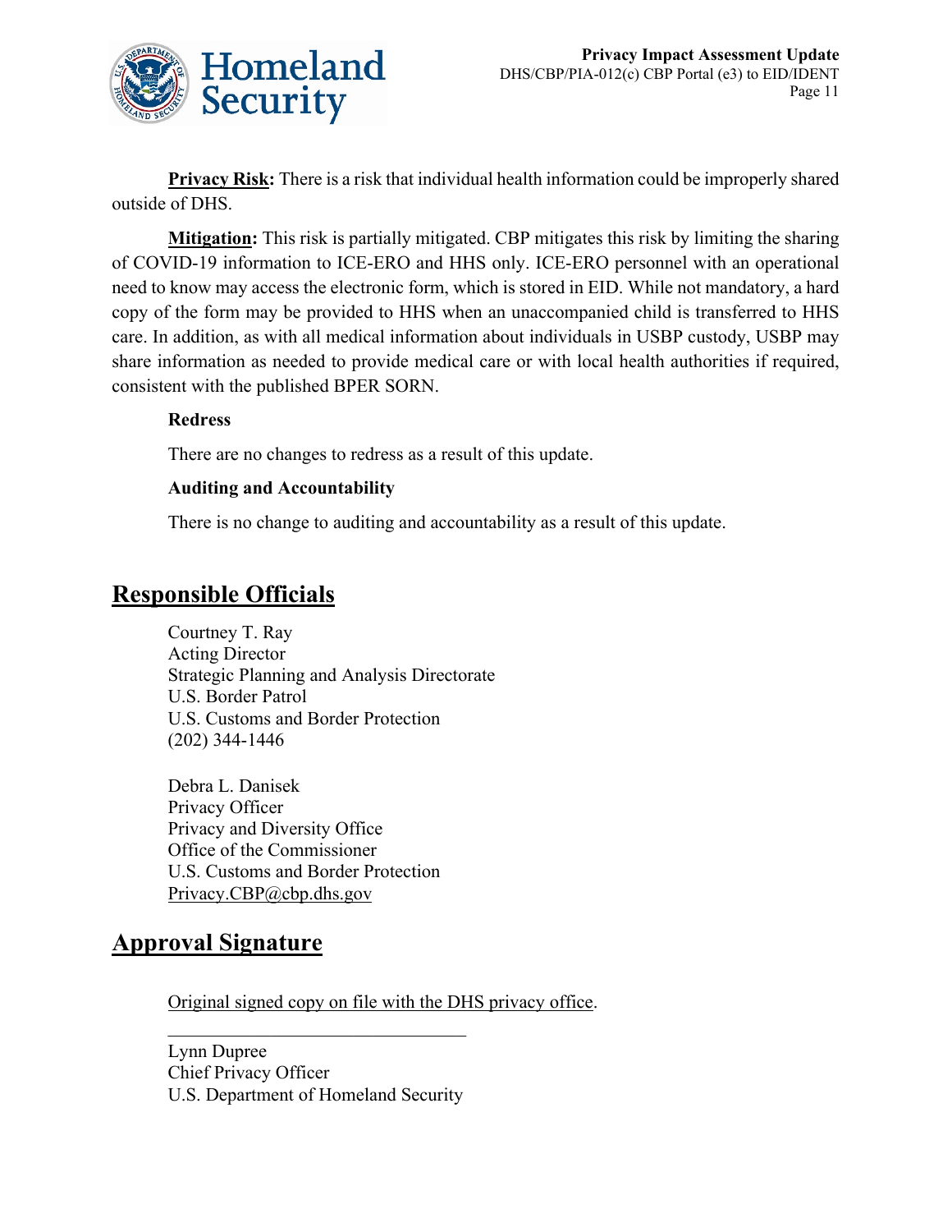**Privacy Risk:** There is a risk that individual health information could be improperly shared outside of DHS.

**Mitigation:** This risk is partially mitigated. CBP mitigates this risk by limiting the sharing of COVID-19 information to ICE-ERO and HHS only. ICE-ERO personnel with an operational need to know may access the electronic form, which is stored in EID. While not mandatory, a hard copy of the form may be provided to HHS when an unaccompanied child is transferred to HHS care. In addition, as with all medical information about individuals in USBP custody, USBP may share information as needed to provide medical care or with local health authorities if required, consistent with the published BPER SORN.

### Redress

There are no changes to redress as a result of this update.

### Auditing and Accountability

There is no change to auditing and accountability as a result of this update.

## Responsible Officials

Courtney T. Ray
Acting Director
Strategic Planning and Analysis Directorate
U.S. Border Patrol
U.S. Customs and Border Protection
(202) 344-1446

Debra L. Danisek
Privacy Officer
Privacy and Diversity Office
Office of the Commissioner
U.S. Customs and Border Protection
Privacy.CBP@cbp.dhs.gov

## Approval Signature

Original signed copy on file with the DHS privacy office.

________________________________

Lynn Dupree
Chief Privacy Officer
U.S. Department of Homeland Security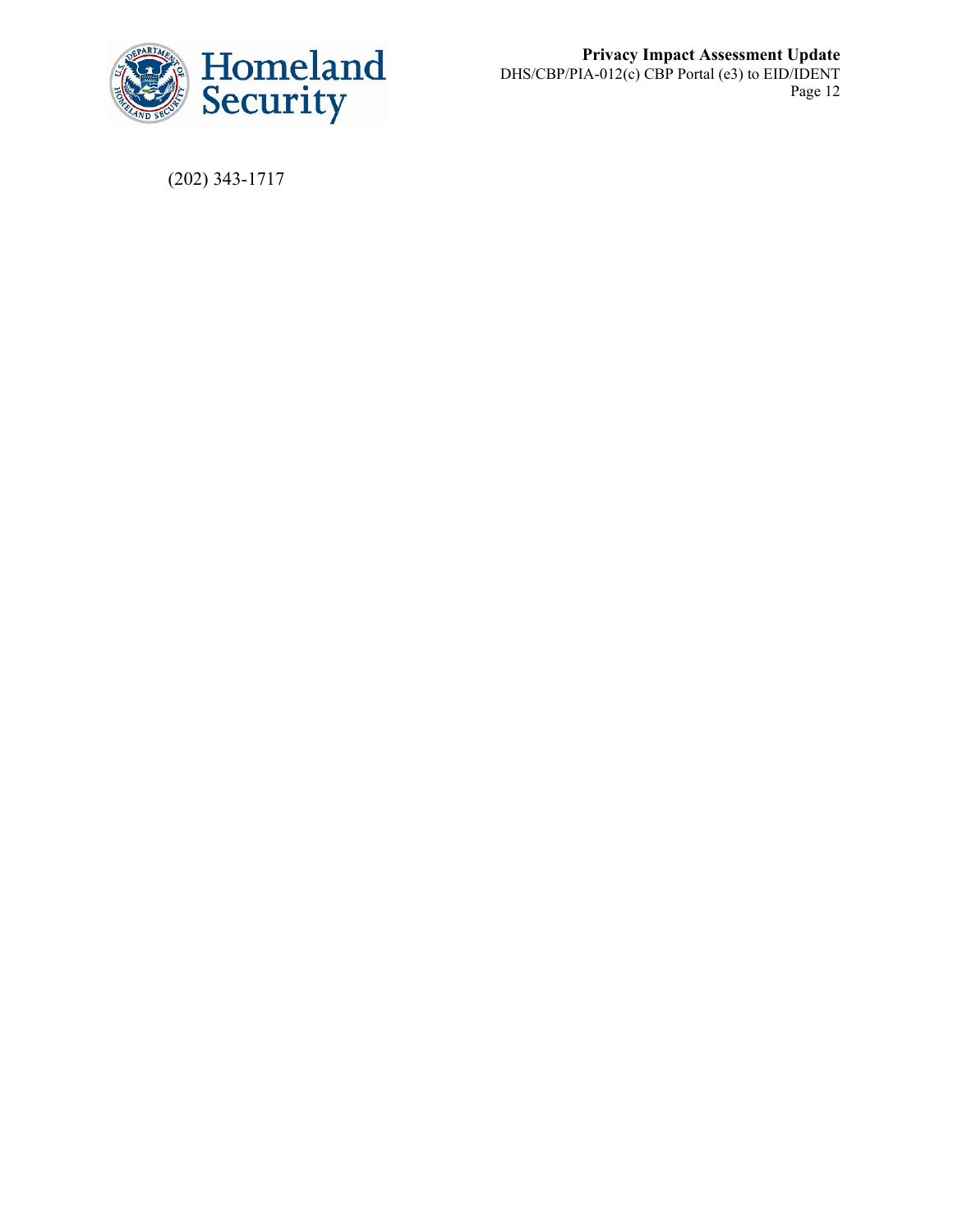(202) 343-1717